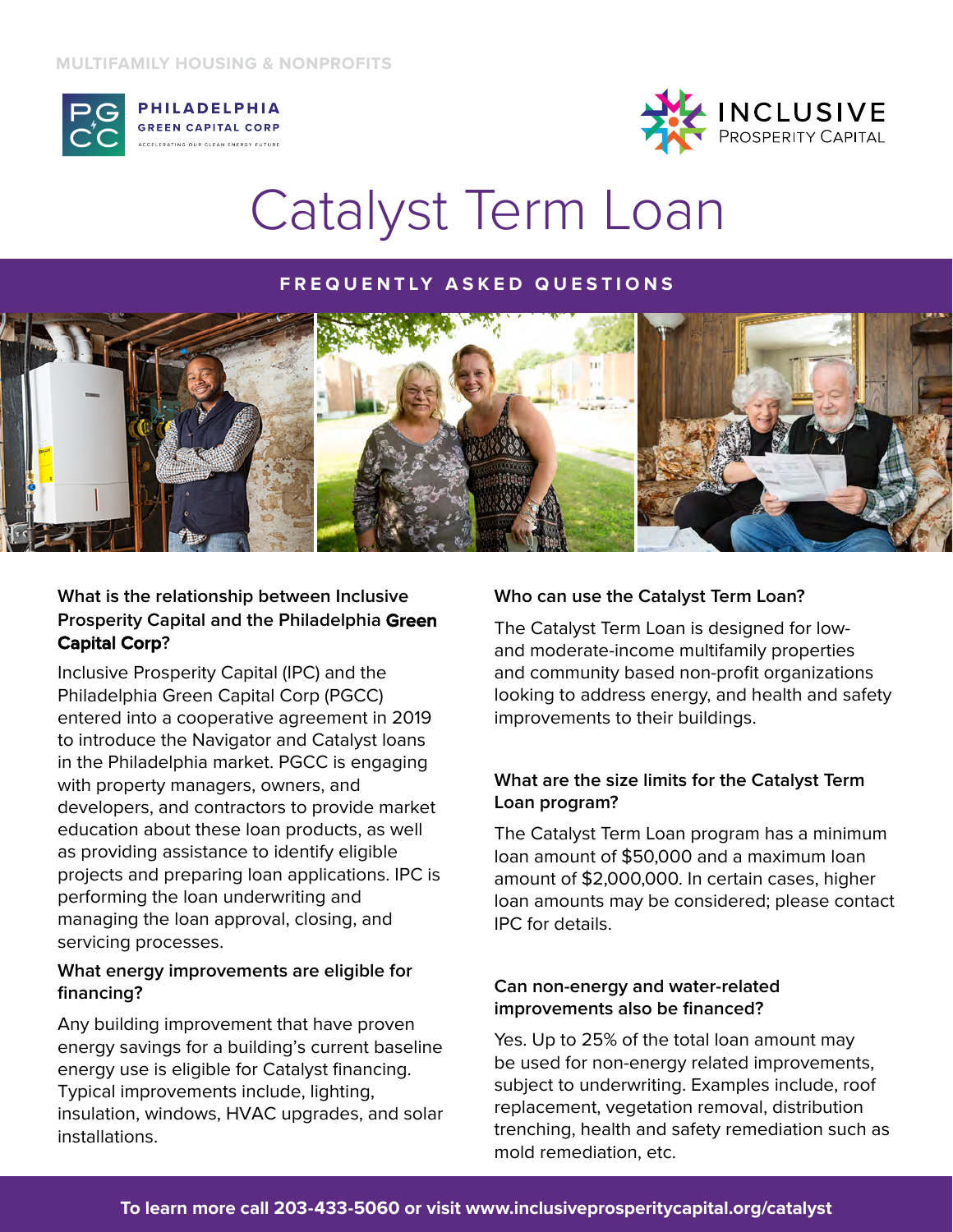MULTIFAMILY HOUSING & NONPROFITS

PHILADELPHIA GREEN CAPITAL CORP

ACCELERATING OUR CLEAN ENERGY FUTURE

INCLUSIVE PROSPERITY CAPITAL

# Catalyst Term Loan

## FREQUENTLY ASKED QUESTIONS

### What is the relationship between Inclusive Prosperity Capital and the Philadelphia Green Capital Corp?

Inclusive Prosperity Capital (IPC) and the Philadelphia Green Capital Corp (PGCC) entered into a cooperative agreement in 2019 to introduce the Navigator and Catalyst loans in the Philadelphia market. PGCC is engaging with property managers, owners, and developers, and contractors to provide market education about these loan products, as well as providing assistance to identify eligible projects and preparing loan applications. IPC is performing the loan underwriting and managing the loan approval, closing, and servicing processes.

### What energy improvements are eligible for financing?

Any building improvement that have proven energy savings for a building's current baseline energy use is eligible for Catalyst financing. Typical improvements include, lighting, insulation, windows, HVAC upgrades, and solar installations.

### Who can use the Catalyst Term Loan?

The Catalyst Term Loan is designed for low- and moderate-income multifamily properties and community based non-profit organizations looking to address energy, and health and safety improvements to their buildings.

### What are the size limits for the Catalyst Term Loan program?

The Catalyst Term Loan program has a minimum loan amount of $50,000 and a maximum loan amount of $2,000,000. In certain cases, higher loan amounts may be considered; please contact IPC for details.

### Can non-energy and water-related improvements also be financed?

Yes. Up to 25% of the total loan amount may be used for non-energy related improvements, subject to underwriting. Examples include, roof replacement, vegetation removal, distribution trenching, health and safety remediation such as mold remediation, etc.

**To learn more call 203-433-5060 or visit www.inclusiveprosperitycapital.org/catalyst**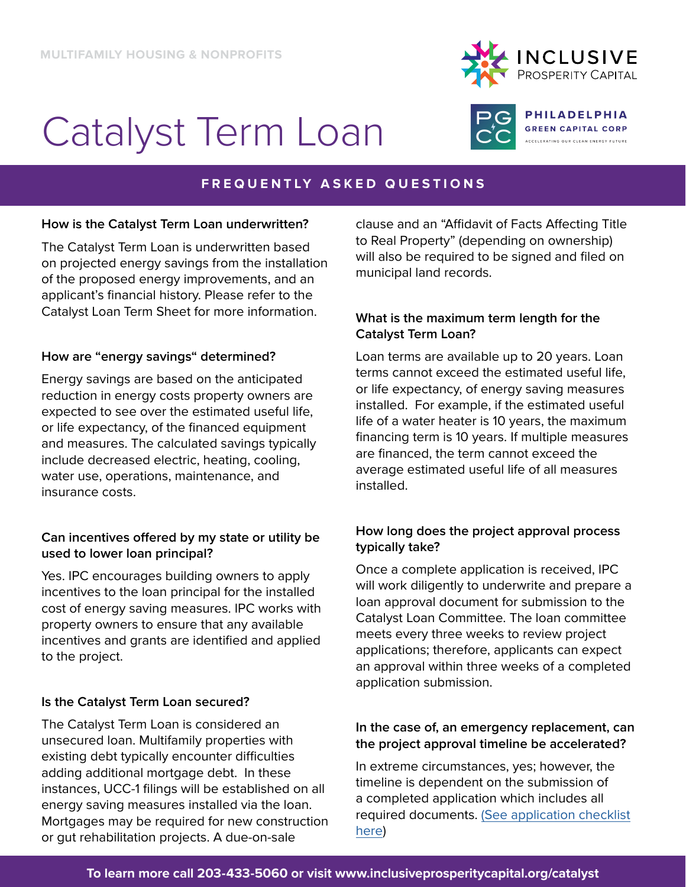MULTIFAMILY HOUSING & NONPROFITS

# Catalyst Term Loan

## FREQUENTLY ASKED QUESTIONS

### How is the Catalyst Term Loan underwritten?

The Catalyst Term Loan is underwritten based on projected energy savings from the installation of the proposed energy improvements, and an applicant's financial history. Please refer to the Catalyst Loan Term Sheet for more information.

### How are "energy savings" determined?

Energy savings are based on the anticipated reduction in energy costs property owners are expected to see over the estimated useful life, or life expectancy, of the financed equipment and measures. The calculated savings typically include decreased electric, heating, cooling, water use, operations, maintenance, and insurance costs.

### Can incentives offered by my state or utility be used to lower loan principal?

Yes. IPC encourages building owners to apply incentives to the loan principal for the installed cost of energy saving measures. IPC works with property owners to ensure that any available incentives and grants are identified and applied to the project.

### Is the Catalyst Term Loan secured?

The Catalyst Term Loan is considered an unsecured loan. Multifamily properties with existing debt typically encounter difficulties adding additional mortgage debt. In these instances, UCC-1 filings will be established on all energy saving measures installed via the loan. Mortgages may be required for new construction or gut rehabilitation projects. A due-on-sale clause and an "Affidavit of Facts Affecting Title to Real Property" (depending on ownership) will also be required to be signed and filed on municipal land records.

### What is the maximum term length for the Catalyst Term Loan?

Loan terms are available up to 20 years. Loan terms cannot exceed the estimated useful life, or life expectancy, of energy saving measures installed. For example, if the estimated useful life of a water heater is 10 years, the maximum financing term is 10 years. If multiple measures are financed, the term cannot exceed the average estimated useful life of all measures installed.

### How long does the project approval process typically take?

Once a complete application is received, IPC will work diligently to underwrite and prepare a loan approval document for submission to the Catalyst Loan Committee. The loan committee meets every three weeks to review project applications; therefore, applicants can expect an approval within three weeks of a completed application submission.

### In the case of, an emergency replacement, can the project approval timeline be accelerated?

In extreme circumstances, yes; however, the timeline is dependent on the submission of a completed application which includes all required documents. (See application checklist here)

To learn more call 203-433-5060 or visit www.inclusiveprosperitycapital.org/catalyst